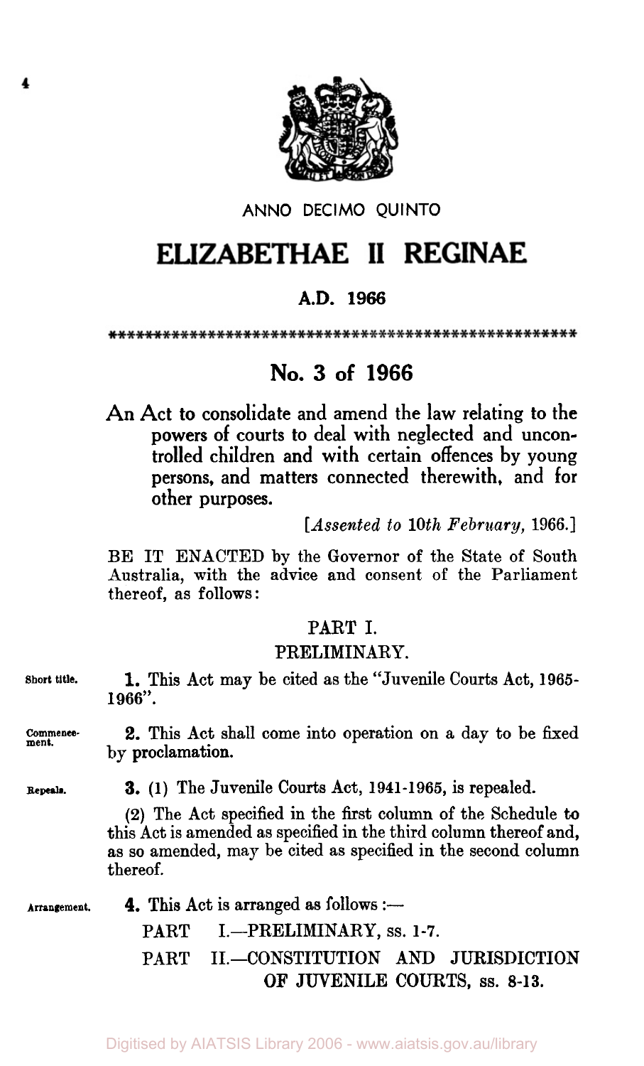ANNO DECIMO QUINTO

# ELIZABETHAE II REGINAE

## A.D. 1966

*****************************************************

## No. 3 of 1966

An Act to consolidate and amend the law relating to the powers of courts to deal with neglected and uncontrolled children and with certain offences by young persons, and matters connected therewith, and for other purposes.

[*Assented to 10th February, 1966.*]

BE IT ENACTED by the Governor of the State of South Australia, with the advice and consent of the Parliament thereof, as follows:

### PART I.

### PRELIMINARY.

Short title.

**1.** This Act may be cited as the "Juvenile Courts Act, 1965-1966".

Commencement.

**2.** This Act shall come into operation on a day to be fixed by proclamation.

Repeals.

**3.** (1) The Juvenile Courts Act, 1941-1965, is repealed.

(2) The Act specified in the first column of the Schedule to this Act is amended as specified in the third column thereof and, as so amended, may be cited as specified in the second column thereof.

Arrangement.

**4.** This Act is arranged as follows :—

PART I.—PRELIMINARY, ss. 1-7.

PART II.—CONSTITUTION AND JURISDICTION OF JUVENILE COURTS, ss. 8-13.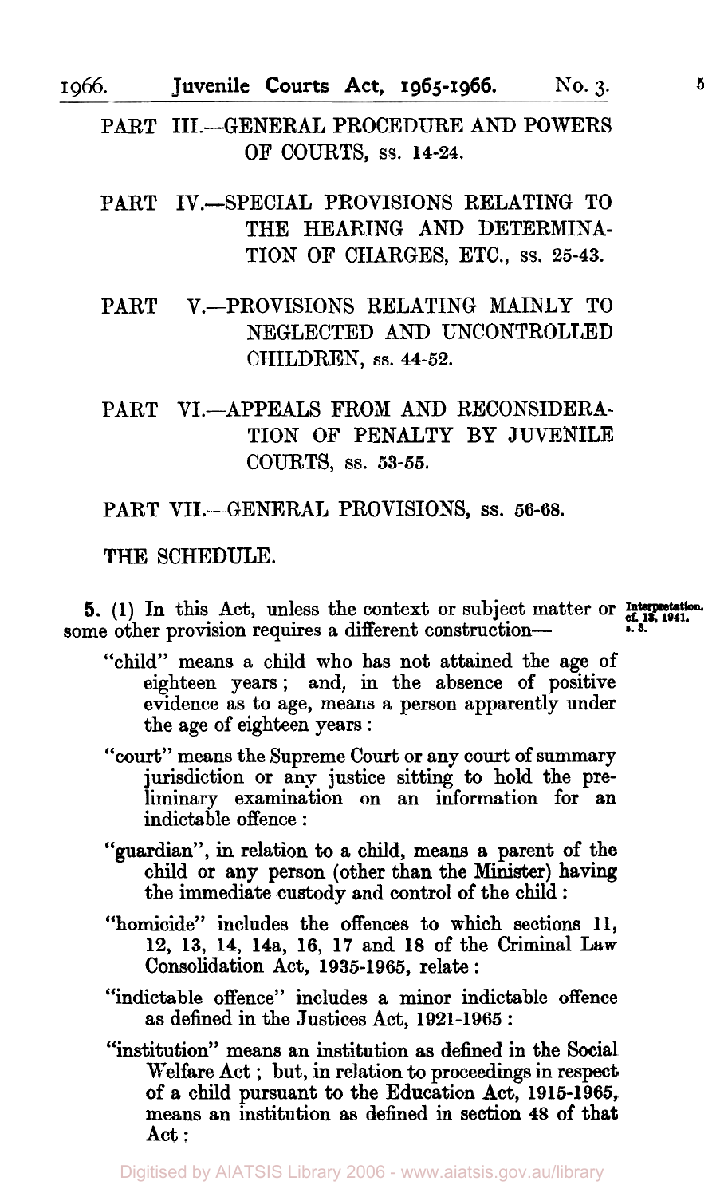PART III.—GENERAL PROCEDURE AND POWERS OF COURTS, ss. 14-24.

PART IV.—SPECIAL PROVISIONS RELATING TO THE HEARING AND DETERMINATION OF CHARGES, ETC., ss. 25-43.

PART V.—PROVISIONS RELATING MAINLY TO NEGLECTED AND UNCONTROLLED CHILDREN, ss. 44-52.

PART VI.—APPEALS FROM AND RECONSIDERATION OF PENALTY BY JUVENILE COURTS, ss. 53-55.

PART VII.—GENERAL PROVISIONS, ss. 56-68.

THE SCHEDULE.

**5.** (1) In this Act, unless the context or subject matter or some other provision requires a different construction—

*Interpretation. cf. 13, 1941, s. 3.*

"child" means a child who has not attained the age of eighteen years; and, in the absence of positive evidence as to age, means a person apparently under the age of eighteen years:

"court" means the Supreme Court or any court of summary jurisdiction or any justice sitting to hold the preliminary examination on an information for an indictable offence:

"guardian", in relation to a child, means a parent of the child or any person (other than the Minister) having the immediate custody and control of the child:

"homicide" includes the offences to which sections 11, 12, 13, 14, 14a, 16, 17 and 18 of the Criminal Law Consolidation Act, 1935-1965, relate:

"indictable offence" includes a minor indictable offence as defined in the Justices Act, 1921-1965:

"institution" means an institution as defined in the Social Welfare Act; but, in relation to proceedings in respect of a child pursuant to the Education Act, 1915-1965, means an institution as defined in section 48 of that Act: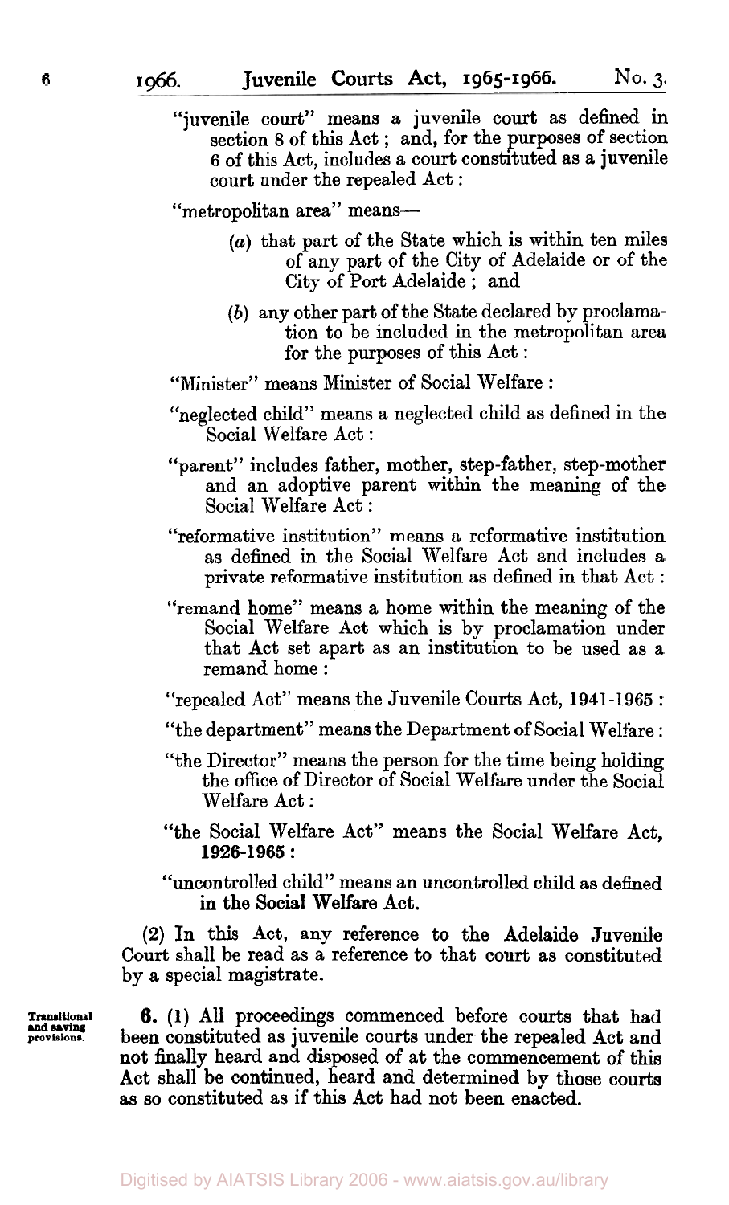"juvenile court" means a juvenile court as defined in section 8 of this Act; and, for the purposes of section 6 of this Act, includes a court constituted as a juvenile court under the repealed Act:

"metropolitan area" means—

(a) that part of the State which is within ten miles of any part of the City of Adelaide or of the City of Port Adelaide; and

(b) any other part of the State declared by proclamation to be included in the metropolitan area for the purposes of this Act:

"Minister" means Minister of Social Welfare:

"neglected child" means a neglected child as defined in the Social Welfare Act:

"parent" includes father, mother, step-father, step-mother and an adoptive parent within the meaning of the Social Welfare Act:

"reformative institution" means a reformative institution as defined in the Social Welfare Act and includes a private reformative institution as defined in that Act:

"remand home" means a home within the meaning of the Social Welfare Act which is by proclamation under that Act set apart as an institution to be used as a remand home:

"repealed Act" means the Juvenile Courts Act, 1941-1965:

"the department" means the Department of Social Welfare:

"the Director" means the person for the time being holding the office of Director of Social Welfare under the Social Welfare Act:

"the Social Welfare Act" means the Social Welfare Act, 1926-1965:

"uncontrolled child" means an uncontrolled child as defined in the Social Welfare Act.

(2) In this Act, any reference to the Adelaide Juvenile Court shall be read as a reference to that court as constituted by a special magistrate.

**Transitional and saving provisions.**

**6.** (1) All proceedings commenced before courts that had been constituted as juvenile courts under the repealed Act and not finally heard and disposed of at the commencement of this Act shall be continued, heard and determined by those courts as so constituted as if this Act had not been enacted.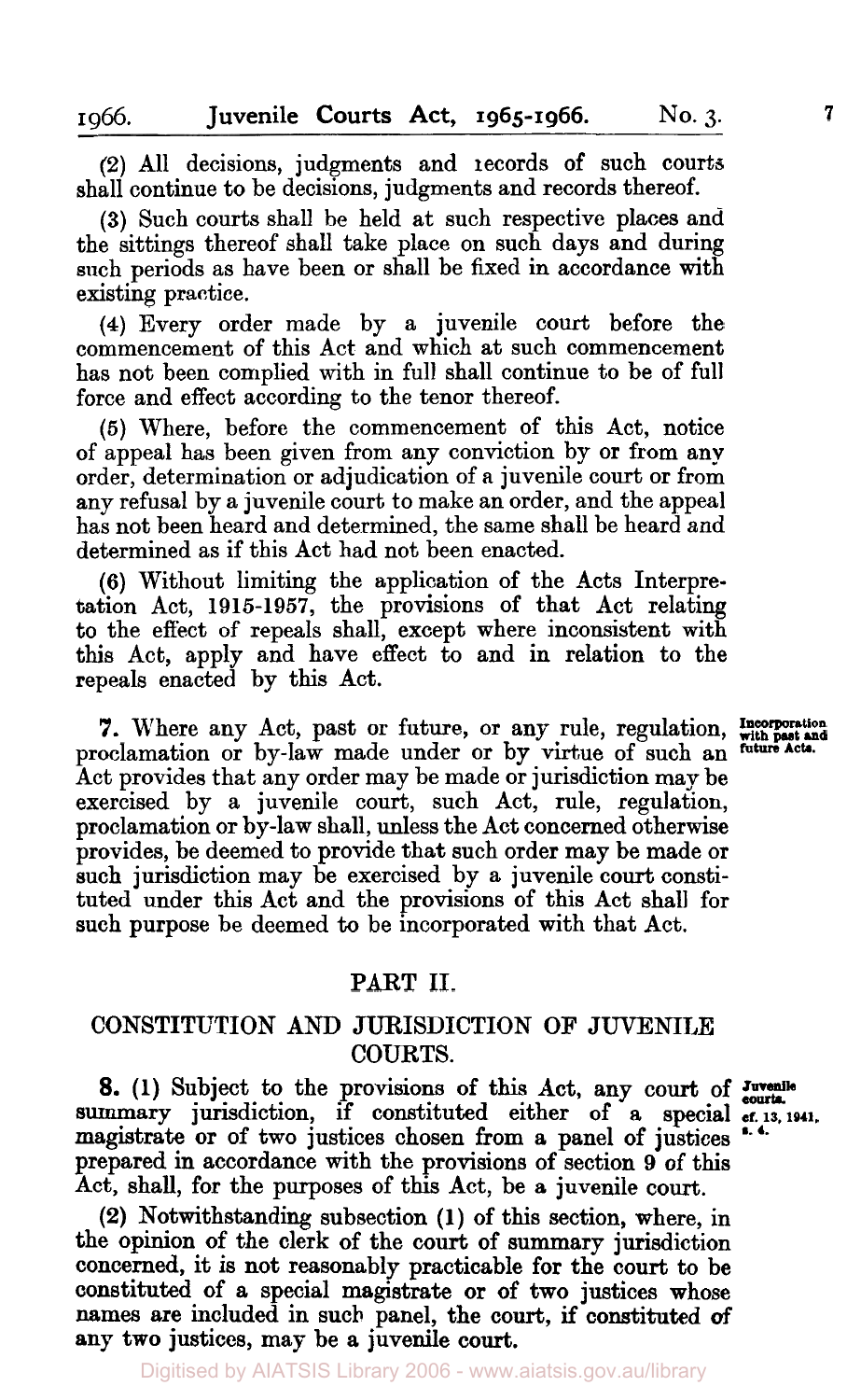(2) All decisions, judgments and records of such courts shall continue to be decisions, judgments and records thereof.

(3) Such courts shall be held at such respective places and the sittings thereof shall take place on such days and during such periods as have been or shall be fixed in accordance with existing practice.

(4) Every order made by a juvenile court before the commencement of this Act and which at such commencement has not been complied with in full shall continue to be of full force and effect according to the tenor thereof.

(5) Where, before the commencement of this Act, notice of appeal has been given from any conviction by or from any order, determination or adjudication of a juvenile court or from any refusal by a juvenile court to make an order, and the appeal has not been heard and determined, the same shall be heard and determined as if this Act had not been enacted.

(6) Without limiting the application of the Acts Interpretation Act, 1915-1957, the provisions of that Act relating to the effect of repeals shall, except where inconsistent with this Act, apply and have effect to and in relation to the repeals enacted by this Act.

**Incorporation with past and future Acts.**

**7.** Where any Act, past or future, or any rule, regulation, proclamation or by-law made under or by virtue of such an Act provides that any order may be made or jurisdiction may be exercised by a juvenile court, such Act, rule, regulation, proclamation or by-law shall, unless the Act concerned otherwise provides, be deemed to provide that such order may be made or such jurisdiction may be exercised by a juvenile court constituted under this Act and the provisions of this Act shall for such purpose be deemed to be incorporated with that Act.

## PART II.

## CONSTITUTION AND JURISDICTION OF JUVENILE COURTS.

**Juvenile courts. cf. 13, 1941, s. 4.**

**8.** (1) Subject to the provisions of this Act, any court of summary jurisdiction, if constituted either of a special magistrate or of two justices chosen from a panel of justices prepared in accordance with the provisions of section 9 of this Act, shall, for the purposes of this Act, be a juvenile court.

(2) Notwithstanding subsection (1) of this section, where, in the opinion of the clerk of the court of summary jurisdiction concerned, it is not reasonably practicable for the court to be constituted of a special magistrate or of two justices whose names are included in such panel, the court, if constituted of any two justices, may be a juvenile court.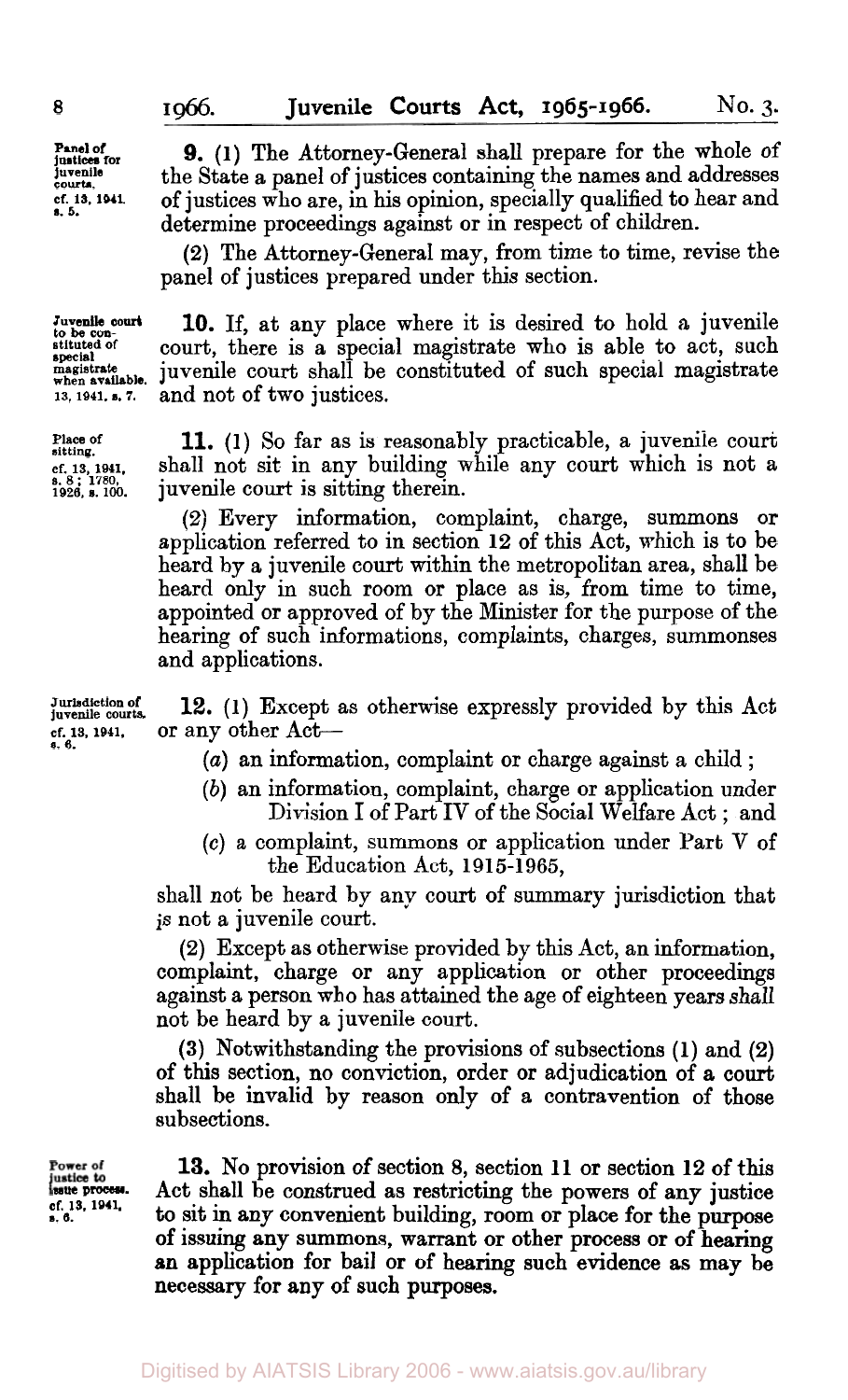**Panel of justices for juvenile courts.**
**cf. 13, 1941, s. 5.**

**9.** (1) The Attorney-General shall prepare for the whole of the State a panel of justices containing the names and addresses of justices who are, in his opinion, specially qualified to hear and determine proceedings against or in respect of children.

(2) The Attorney-General may, from time to time, revise the panel of justices prepared under this section.

**Juvenile court to be constituted of special magistrate when available.**
**13, 1941, s. 7.**

**10.** If, at any place where it is desired to hold a juvenile court, there is a special magistrate who is able to act, such juvenile court shall be constituted of such special magistrate and not of two justices.

**Place of sitting.**
**cf. 13, 1941, s. 8; 1780, 1926, s. 100.**

**11.** (1) So far as is reasonably practicable, a juvenile court shall not sit in any building while any court which is not a juvenile court is sitting therein.

(2) Every information, complaint, charge, summons or application referred to in section 12 of this Act, which is to be heard by a juvenile court within the metropolitan area, shall be heard only in such room or place as is, from time to time, appointed or approved of by the Minister for the purpose of the hearing of such informations, complaints, charges, summonses and applications.

**Jurisdiction of juvenile courts.**
**cf. 13, 1941, s. 6.**

**12.** (1) Except as otherwise expressly provided by this Act or any other Act—

(*a*) an information, complaint or charge against a child;

(*b*) an information, complaint, charge or application under Division I of Part IV of the Social Welfare Act; and

(*c*) a complaint, summons or application under Part V of the Education Act, 1915-1965,

shall not be heard by any court of summary jurisdiction that is not a juvenile court.

(2) Except as otherwise provided by this Act, an information, complaint, charge or any application or other proceedings against a person who has attained the age of eighteen years shall not be heard by a juvenile court.

(3) Notwithstanding the provisions of subsections (1) and (2) of this section, no conviction, order or adjudication of a court shall be invalid by reason only of a contravention of those subsections.

**Power of justice to issue process.**
**cf. 13, 1941, s. 6.**

**13.** No provision of section 8, section 11 or section 12 of this Act shall be construed as restricting the powers of any justice to sit in any convenient building, room or place for the purpose of issuing any summons, warrant or other process or of hearing an application for bail or of hearing such evidence as may be necessary for any of such purposes.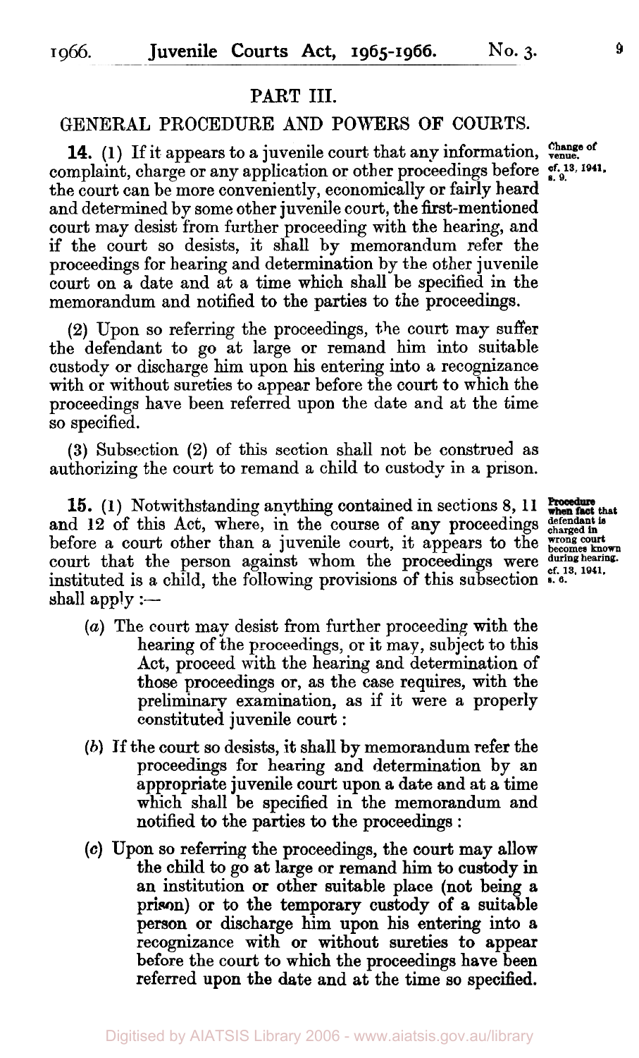## PART III.

## GENERAL PROCEDURE AND POWERS OF COURTS.

**14.** (1) If it appears to a juvenile court that any information, complaint, charge or any application or other proceedings before the court can be more conveniently, economically or fairly heard and determined by some other juvenile court, the first-mentioned court may desist from further proceeding with the hearing, and if the court so desists, it shall by memorandum refer the proceedings for hearing and determination by the other juvenile court on a date and at a time which shall be specified in the memorandum and notified to the parties to the proceedings.

*Change of venue. cf. 13, 1941, s. 9.*

(2) Upon so referring the proceedings, the court may suffer the defendant to go at large or remand him into suitable custody or discharge him upon his entering into a recognizance with or without sureties to appear before the court to which the proceedings have been referred upon the date and at the time so specified.

(3) Subsection (2) of this section shall not be construed as authorizing the court to remand a child to custody in a prison.

**15.** (1) Notwithstanding anything contained in sections 8, 11 and 12 of this Act, where, in the course of any proceedings before a court other than a juvenile court, it appears to the court that the person against whom the proceedings were instituted is a child, the following provisions of this subsection shall apply :—

*Procedure when fact that defendant is charged in wrong court becomes known during hearing. cf. 13, 1941, s. 6.*

(a) The court may desist from further proceeding with the hearing of the proceedings, or it may, subject to this Act, proceed with the hearing and determination of those proceedings or, as the case requires, with the preliminary examination, as if it were a properly constituted juvenile court :

(b) If the court so desists, it shall by memorandum refer the proceedings for hearing and determination by an appropriate juvenile court upon a date and at a time which shall be specified in the memorandum and notified to the parties to the proceedings :

(c) Upon so referring the proceedings, the court may allow the child to go at large or remand him to custody in an institution or other suitable place (not being a prison) or to the temporary custody of a suitable person or discharge him upon his entering into a recognizance with or without sureties to appear before the court to which the proceedings have been referred upon the date and at the time so specified.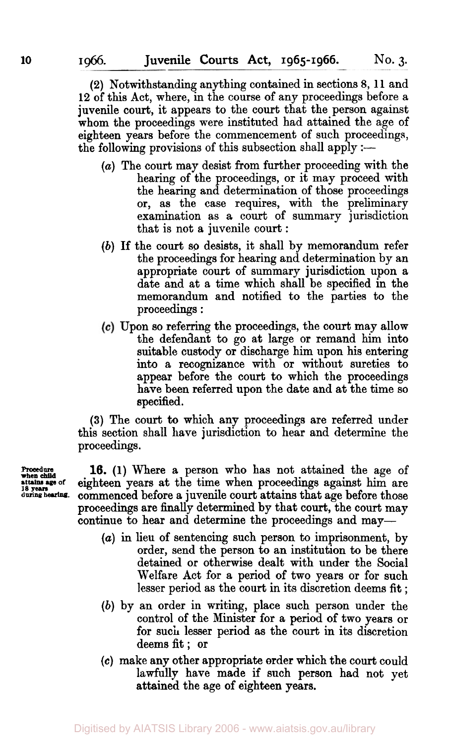(2) Notwithstanding anything contained in sections 8, 11 and 12 of this Act, where, in the course of any proceedings before a juvenile court, it appears to the court that the person against whom the proceedings were instituted had attained the age of eighteen years before the commencement of such proceedings, the following provisions of this subsection shall apply :—

(*a*) The court may desist from further proceeding with the hearing of the proceedings, or it may proceed with the hearing and determination of those proceedings or, as the case requires, with the preliminary examination as a court of summary jurisdiction that is not a juvenile court :

(*b*) If the court so desists, it shall by memorandum refer the proceedings for hearing and determination by an appropriate court of summary jurisdiction upon a date and at a time which shall be specified in the memorandum and notified to the parties to the proceedings :

(*c*) Upon so referring the proceedings, the court may allow the defendant to go at large or remand him into suitable custody or discharge him upon his entering into a recognizance with or without sureties to appear before the court to which the proceedings have been referred upon the date and at the time so specified.

(3) The court to which any proceedings are referred under this section shall have jurisdiction to hear and determine the proceedings.

**Procedure when child attains age of 18 years during hearing.**

**16.** (1) Where a person who has not attained the age of eighteen years at the time when proceedings against him are commenced before a juvenile court attains that age before those proceedings are finally determined by that court, the court may continue to hear and determine the proceedings and may—

(*a*) in lieu of sentencing such person to imprisonment, by order, send the person to an institution to be there detained or otherwise dealt with under the Social Welfare Act for a period of two years or for such lesser period as the court in its discretion deems fit ;

(*b*) by an order in writing, place such person under the control of the Minister for a period of two years or for such lesser period as the court in its discretion deems fit ; or

(*c*) make any other appropriate order which the court could lawfully have made if such person had not yet attained the age of eighteen years.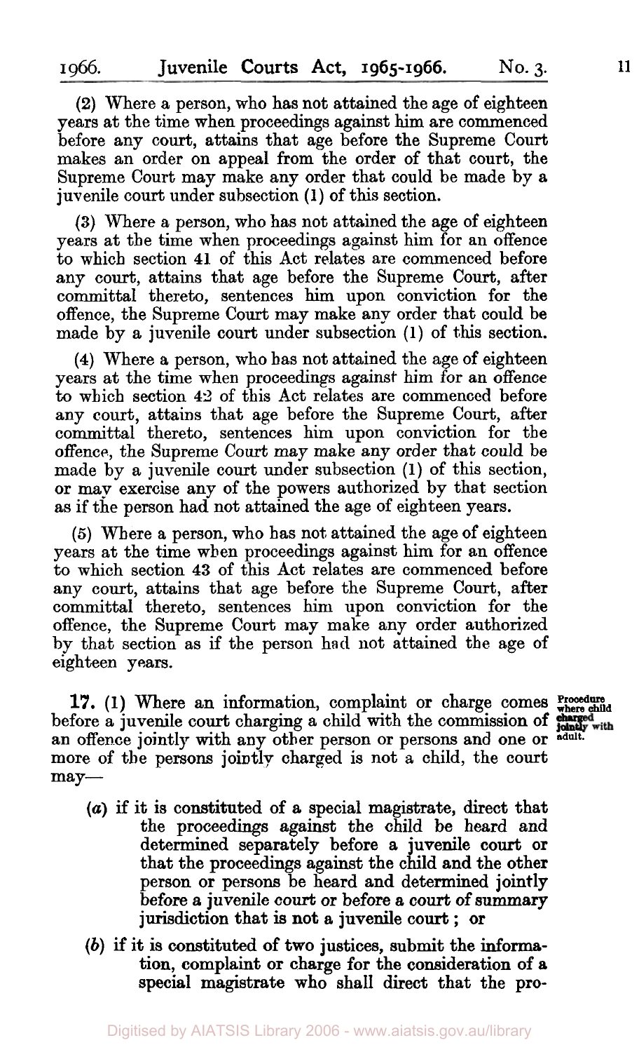(2) Where a person, who has not attained the age of eighteen years at the time when proceedings against him are commenced before any court, attains that age before the Supreme Court makes an order on appeal from the order of that court, the Supreme Court may make any order that could be made by a juvenile court under subsection (1) of this section.

(3) Where a person, who has not attained the age of eighteen years at the time when proceedings against him for an offence to which section 41 of this Act relates are commenced before any court, attains that age before the Supreme Court, after committal thereto, sentences him upon conviction for the offence, the Supreme Court may make any order that could be made by a juvenile court under subsection (1) of this section.

(4) Where a person, who has not attained the age of eighteen years at the time when proceedings against him for an offence to which section 42 of this Act relates are commenced before any court, attains that age before the Supreme Court, after committal thereto, sentences him upon conviction for the offence, the Supreme Court may make any order that could be made by a juvenile court under subsection (1) of this section, or may exercise any of the powers authorized by that section as if the person had not attained the age of eighteen years.

(5) Where a person, who has not attained the age of eighteen years at the time when proceedings against him for an offence to which section 43 of this Act relates are commenced before any court, attains that age before the Supreme Court, after committal thereto, sentences him upon conviction for the offence, the Supreme Court may make any order authorized by that section as if the person had not attained the age of eighteen years.

*Procedure where child charged jointly with adult.*

**17.** (1) Where an information, complaint or charge comes before a juvenile court charging a child with the commission of an offence jointly with any other person or persons and one or more of the persons jointly charged is not a child, the court may—

(*a*) if it is constituted of a special magistrate, direct that the proceedings against the child be heard and determined separately before a juvenile court or that the proceedings against the child and the other person or persons be heard and determined jointly before a juvenile court or before a court of summary jurisdiction that is not a juvenile court; or

(*b*) if it is constituted of two justices, submit the information, complaint or charge for the consideration of a special magistrate who shall direct that the pro-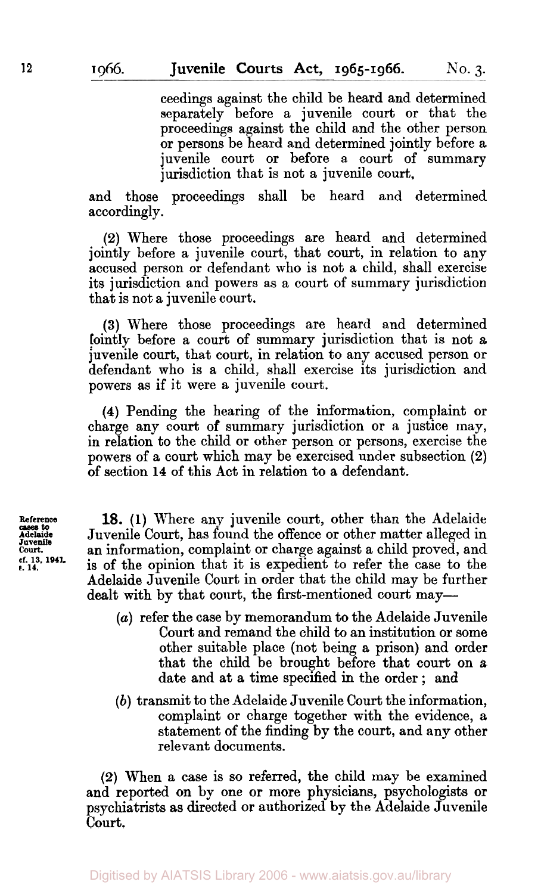ceedings against the child be heard and determined separately before a juvenile court or that the proceedings against the child and the other person or persons be heard and determined jointly before a juvenile court or before a court of summary jurisdiction that is not a juvenile court,

and those proceedings shall be heard and determined accordingly.

(2) Where those proceedings are heard and determined jointly before a juvenile court, that court, in relation to any accused person or defendant who is not a child, shall exercise its jurisdiction and powers as a court of summary jurisdiction that is not a juvenile court.

(3) Where those proceedings are heard and determined jointly before a court of summary jurisdiction that is not a juvenile court, that court, in relation to any accused person or defendant who is a child, shall exercise its jurisdiction and powers as if it were a juvenile court.

(4) Pending the hearing of the information, complaint or charge any court of summary jurisdiction or a justice may, in relation to the child or other person or persons, exercise the powers of a court which may be exercised under subsection (2) of section 14 of this Act in relation to a defendant.

Reference cases to Adelaide Juvenile Court. cf. 13, 1941, s. 14.

**18.** (1) Where any juvenile court, other than the Adelaide Juvenile Court, has found the offence or other matter alleged in an information, complaint or charge against a child proved, and is of the opinion that it is expedient to refer the case to the Adelaide Juvenile Court in order that the child may be further dealt with by that court, the first-mentioned court may—

(*a*) refer the case by memorandum to the Adelaide Juvenile Court and remand the child to an institution or some other suitable place (not being a prison) and order that the child be brought before that court on a date and at a time specified in the order; and

(*b*) transmit to the Adelaide Juvenile Court the information, complaint or charge together with the evidence, a statement of the finding by the court, and any other relevant documents.

(2) When a case is so referred, the child may be examined and reported on by one or more physicians, psychologists or psychiatrists as directed or authorized by the Adelaide Juvenile Court.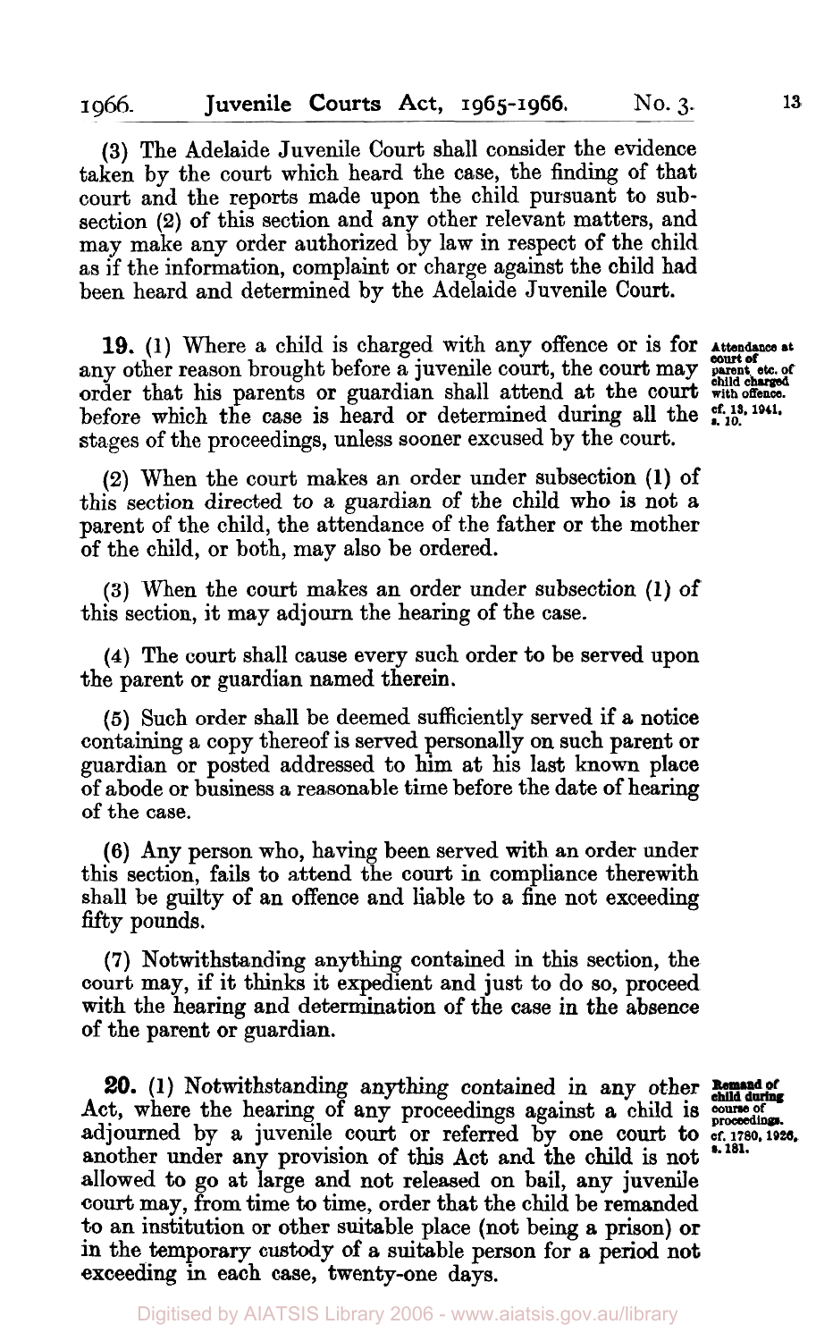(3) The Adelaide Juvenile Court shall consider the evidence taken by the court which heard the case, the finding of that court and the reports made upon the child pursuant to subsection (2) of this section and any other relevant matters, and may make any order authorized by law in respect of the child as if the information, complaint or charge against the child had been heard and determined by the Adelaide Juvenile Court.

*Attendance at court of parent etc. of child charged with offence. cf. 13, 1941, s. 10.*

**19.** (1) Where a child is charged with any offence or is for any other reason brought before a juvenile court, the court may order that his parents or guardian shall attend at the court before which the case is heard or determined during all the stages of the proceedings, unless sooner excused by the court.

(2) When the court makes an order under subsection (1) of this section directed to a guardian of the child who is not a parent of the child, the attendance of the father or the mother of the child, or both, may also be ordered.

(3) When the court makes an order under subsection (1) of this section, it may adjourn the hearing of the case.

(4) The court shall cause every such order to be served upon the parent or guardian named therein.

(5) Such order shall be deemed sufficiently served if a notice containing a copy thereof is served personally on such parent or guardian or posted addressed to him at his last known place of abode or business a reasonable time before the date of hearing of the case.

(6) Any person who, having been served with an order under this section, fails to attend the court in compliance therewith shall be guilty of an offence and liable to a fine not exceeding fifty pounds.

(7) Notwithstanding anything contained in this section, the court may, if it thinks it expedient and just to do so, proceed with the hearing and determination of the case in the absence of the parent or guardian.

*Remand of child during course of proceedings. cf. 1780, 1926, s. 181.*

**20.** (1) Notwithstanding anything contained in any other Act, where the hearing of any proceedings against a child is adjourned by a juvenile court or referred by one court to another under any provision of this Act and the child is not allowed to go at large and not released on bail, any juvenile court may, from time to time, order that the child be remanded to an institution or other suitable place (not being a prison) or in the temporary custody of a suitable person for a period not exceeding in each case, twenty-one days.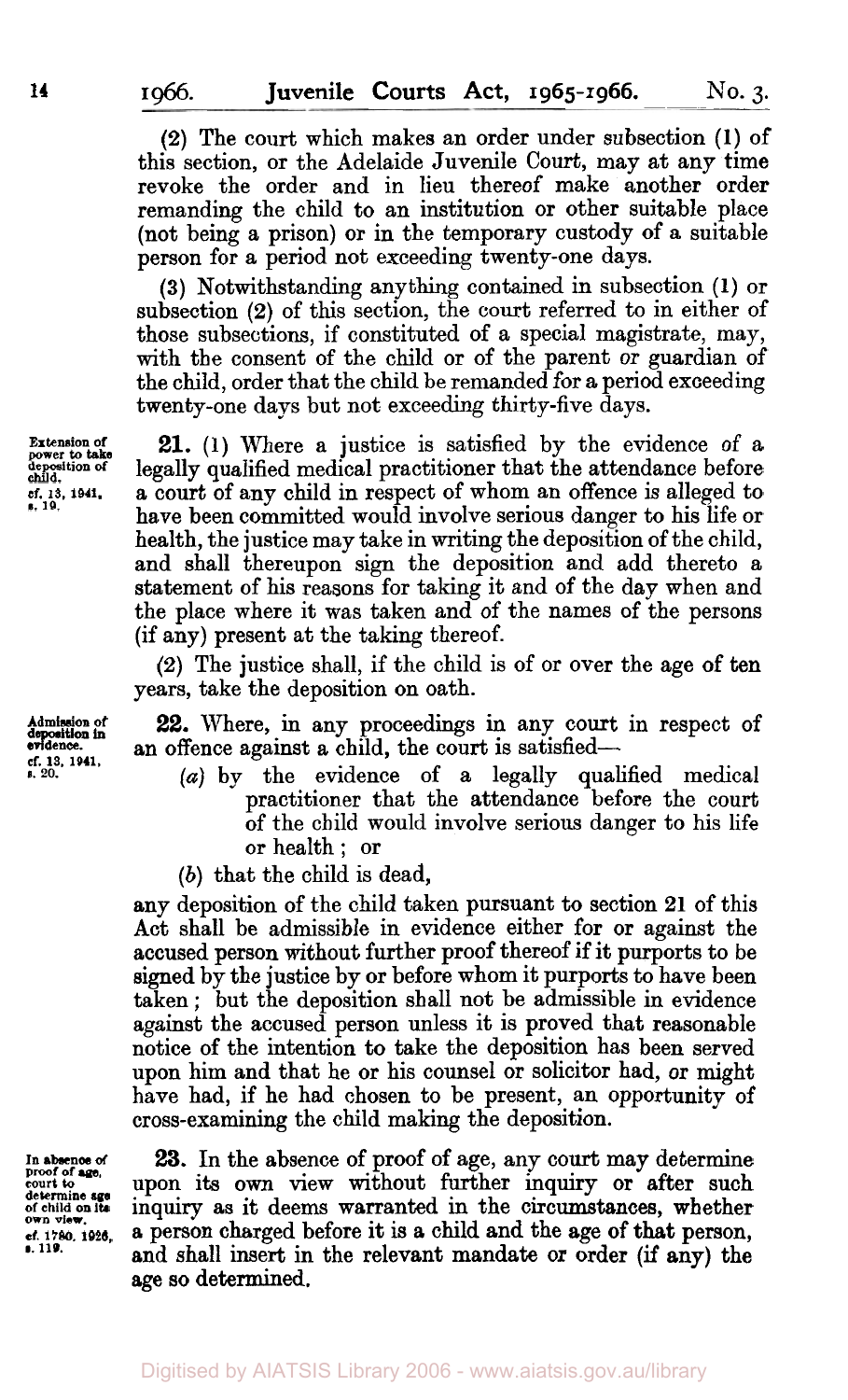(2) The court which makes an order under subsection (1) of this section, or the Adelaide Juvenile Court, may at any time revoke the order and in lieu thereof make another order remanding the child to an institution or other suitable place (not being a prison) or in the temporary custody of a suitable person for a period not exceeding twenty-one days.

(3) Notwithstanding anything contained in subsection (1) or subsection (2) of this section, the court referred to in either of those subsections, if constituted of a special magistrate, may, with the consent of the child or of the parent or guardian of the child, order that the child be remanded for a period exceeding twenty-one days but not exceeding thirty-five days.

Extension of power to take deposition of child. cf. 13, 1941, s. 19.

**21.** (1) Where a justice is satisfied by the evidence of a legally qualified medical practitioner that the attendance before a court of any child in respect of whom an offence is alleged to have been committed would involve serious danger to his life or health, the justice may take in writing the deposition of the child, and shall thereupon sign the deposition and add thereto a statement of his reasons for taking it and of the day when and the place where it was taken and of the names of the persons (if any) present at the taking thereof.

(2) The justice shall, if the child is of or over the age of ten years, take the deposition on oath.

Admission of deposition in evidence. cf. 13, 1941, s. 20.

**22.** Where, in any proceedings in any court in respect of an offence against a child, the court is satisfied—

(a) by the evidence of a legally qualified medical practitioner that the attendance before the court of the child would involve serious danger to his life or health; or

(b) that the child is dead,

any deposition of the child taken pursuant to section 21 of this Act shall be admissible in evidence either for or against the accused person without further proof thereof if it purports to be signed by the justice by or before whom it purports to have been taken; but the deposition shall not be admissible in evidence against the accused person unless it is proved that reasonable notice of the intention to take the deposition has been served upon him and that he or his counsel or solicitor had, or might have had, if he had chosen to be present, an opportunity of cross-examining the child making the deposition.

In absence of proof of age, court to determine age of child on its own view. cf. 1780, 1926, s. 119.

**23.** In the absence of proof of age, any court may determine upon its own view without further inquiry or after such inquiry as it deems warranted in the circumstances, whether a person charged before it is a child and the age of that person, and shall insert in the relevant mandate or order (if any) the age so determined.